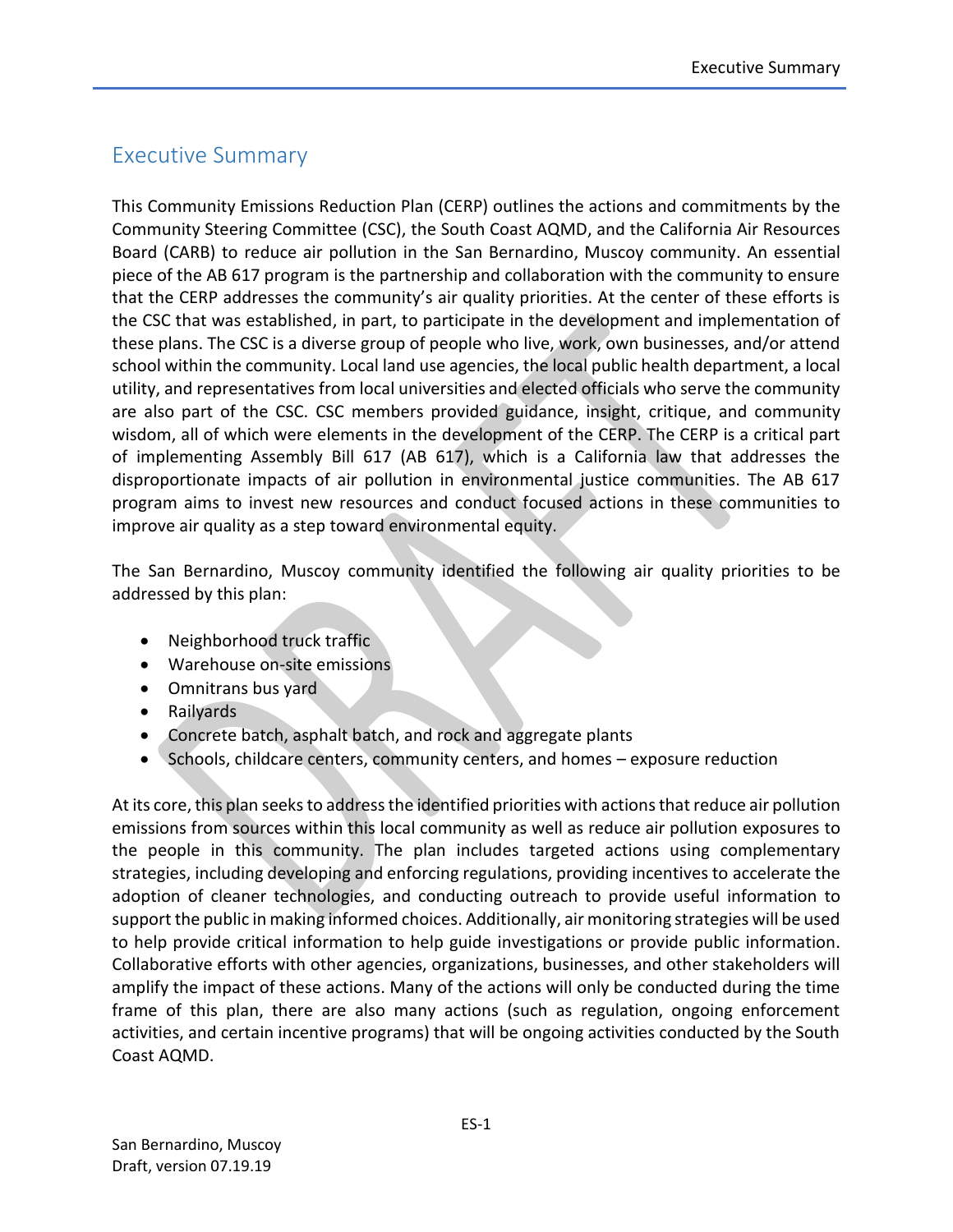# Executive Summary

This Community Emissions Reduction Plan (CERP) outlines the actions and commitments by the Community Steering Committee (CSC), the South Coast AQMD, and the California Air Resources Board (CARB) to reduce air pollution in the San Bernardino, Muscoy community. An essential piece of the AB 617 program is the partnership and collaboration with the community to ensure that the CERP addresses the community's air quality priorities. At the center of these efforts is the CSC that was established, in part, to participate in the development and implementation of these plans. The CSC is a diverse group of people who live, work, own businesses, and/or attend school within the community. Local land use agencies, the local public health department, a local utility, and representatives from local universities and elected officials who serve the community are also part of the CSC. CSC members provided guidance, insight, critique, and community wisdom, all of which were elements in the development of the CERP. The CERP is a critical part of implementing Assembly Bill 617 (AB 617), which is a California law that addresses the disproportionate impacts of air pollution in environmental justice communities. The AB 617 program aims to invest new resources and conduct focused actions in these communities to improve air quality as a step toward environmental equity.

The San Bernardino, Muscoy community identified the following air quality priorities to be addressed by this plan:

- Neighborhood truck traffic
- Warehouse on-site emissions
- Omnitrans bus yard
- Railyards
- Concrete batch, asphalt batch, and rock and aggregate plants
- Schools, childcare centers, community centers, and homes – exposure reduction

At its core, this plan seeks to address the identified priorities with actions that reduce air pollution emissions from sources within this local community as well as reduce air pollution exposures to the people in this community. The plan includes targeted actions using complementary strategies, including developing and enforcing regulations, providing incentives to accelerate the adoption of cleaner technologies, and conducting outreach to provide useful information to support the public in making informed choices. Additionally, air monitoring strategies will be used to help provide critical information to help guide investigations or provide public information. Collaborative efforts with other agencies, organizations, businesses, and other stakeholders will amplify the impact of these actions. Many of the actions will only be conducted during the time frame of this plan, there are also many actions (such as regulation, ongoing enforcement activities, and certain incentive programs) that will be ongoing activities conducted by the South Coast AQMD.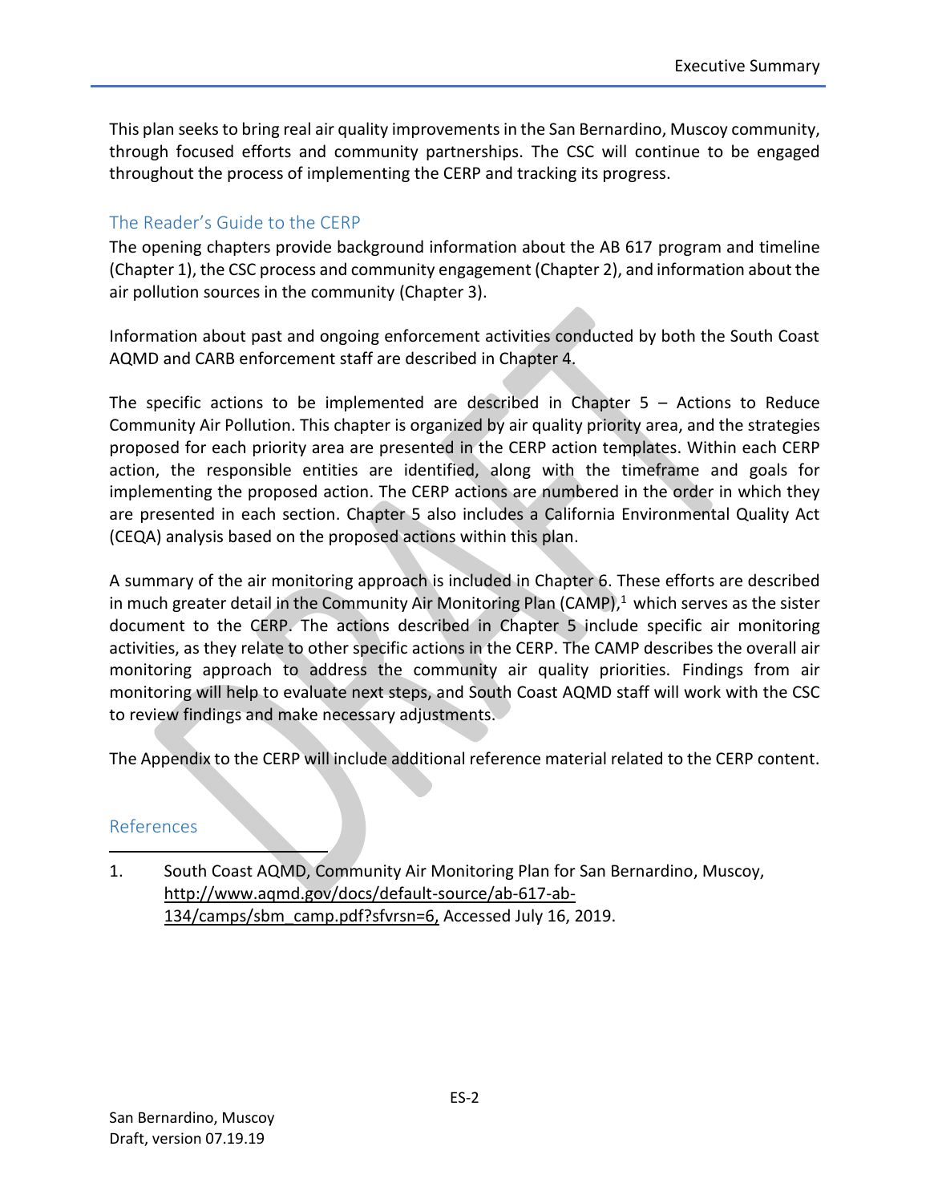This plan seeks to bring real air quality improvements in the San Bernardino, Muscoy community, through focused efforts and community partnerships. The CSC will continue to be engaged throughout the process of implementing the CERP and tracking its progress.

## The Reader's Guide to the CERP

The opening chapters provide background information about the AB 617 program and timeline (Chapter 1), the CSC process and community engagement (Chapter 2), and information about the air pollution sources in the community (Chapter 3).

Information about past and ongoing enforcement activities conducted by both the South Coast AQMD and CARB enforcement staff are described in Chapter 4.

The specific actions to be implemented are described in Chapter 5 – Actions to Reduce Community Air Pollution. This chapter is organized by air quality priority area, and the strategies proposed for each priority area are presented in the CERP action templates. Within each CERP action, the responsible entities are identified, along with the timeframe and goals for implementing the proposed action. The CERP actions are numbered in the order in which they are presented in each section. Chapter 5 also includes a California Environmental Quality Act (CEQA) analysis based on the proposed actions within this plan.

A summary of the air monitoring approach is included in Chapter 6. These efforts are described in much greater detail in the Community Air Monitoring Plan (CAMP),[1] which serves as the sister document to the CERP. The actions described in Chapter 5 include specific air monitoring activities, as they relate to other specific actions in the CERP. The CAMP describes the overall air monitoring approach to address the community air quality priorities. Findings from air monitoring will help to evaluate next steps, and South Coast AQMD staff will work with the CSC to review findings and make necessary adjustments.

The Appendix to the CERP will include additional reference material related to the CERP content.

## References

1. South Coast AQMD, Community Air Monitoring Plan for San Bernardino, Muscoy, http://www.aqmd.gov/docs/default-source/ab-617-ab-134/camps/sbm_camp.pdf?sfvrsn=6, Accessed July 16, 2019.